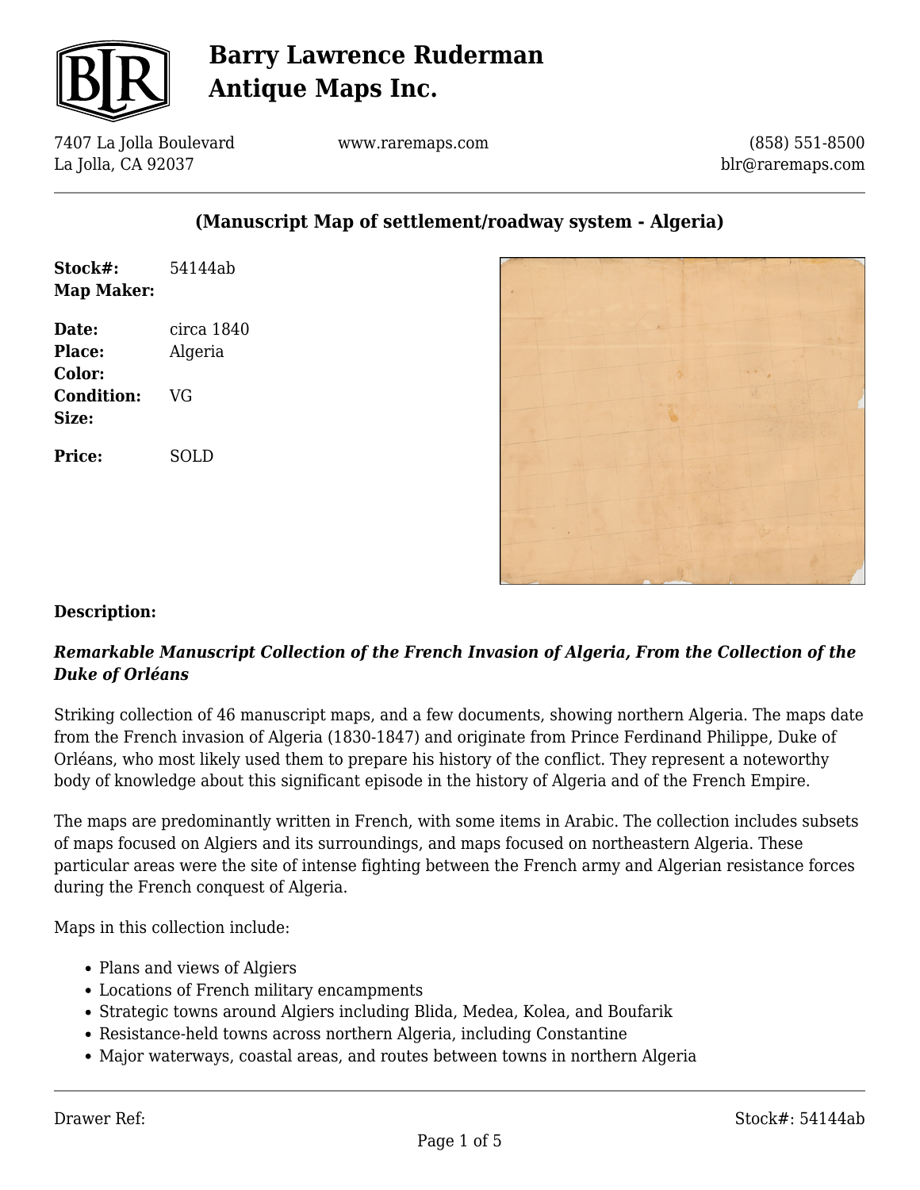# Barry Lawrence Ruderman Antique Maps Inc.

7407 La Jolla Boulevard
La Jolla, CA 92037

www.raremaps.com

(858) 551-8500
blr@raremaps.com

## (Manuscript Map of settlement/roadway system - Algeria)

**Stock#:** 54144ab
**Map Maker:**

**Date:** circa 1840
**Place:** Algeria
**Color:**
**Condition:** VG
**Size:**

**Price:** SOLD

**Description:**

***Remarkable Manuscript Collection of the French Invasion of Algeria, From the Collection of the Duke of Orléans***

Striking collection of 46 manuscript maps, and a few documents, showing northern Algeria. The maps date from the French invasion of Algeria (1830-1847) and originate from Prince Ferdinand Philippe, Duke of Orléans, who most likely used them to prepare his history of the conflict. They represent a noteworthy body of knowledge about this significant episode in the history of Algeria and of the French Empire.

The maps are predominantly written in French, with some items in Arabic. The collection includes subsets of maps focused on Algiers and its surroundings, and maps focused on northeastern Algeria. These particular areas were the site of intense fighting between the French army and Algerian resistance forces during the French conquest of Algeria.

Maps in this collection include:

- Plans and views of Algiers
- Locations of French military encampments
- Strategic towns around Algiers including Blida, Medea, Kolea, and Boufarik
- Resistance-held towns across northern Algeria, including Constantine
- Major waterways, coastal areas, and routes between towns in northern Algeria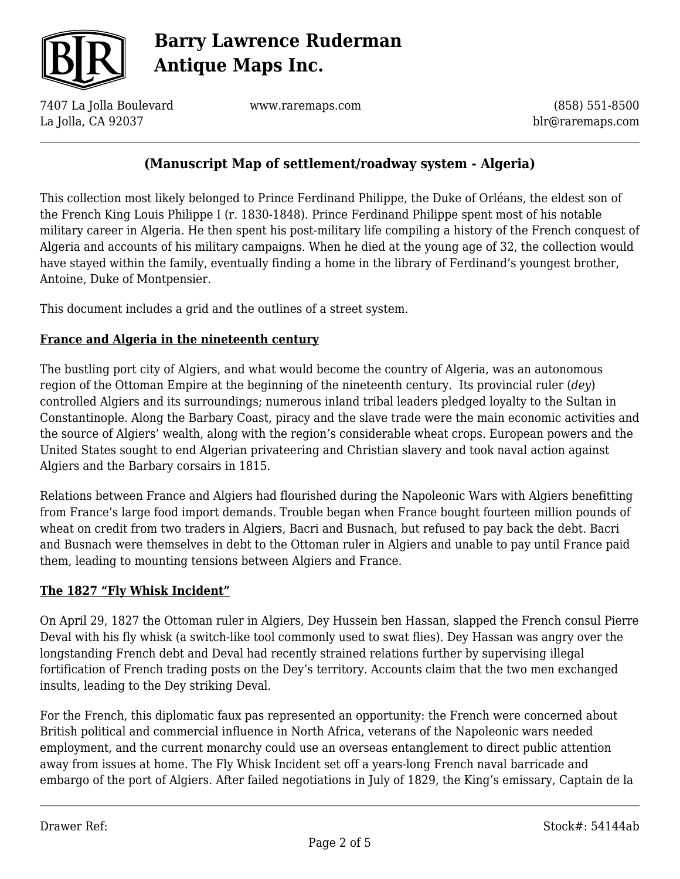## (Manuscript Map of settlement/roadway system - Algeria)

This collection most likely belonged to Prince Ferdinand Philippe, the Duke of Orléans, the eldest son of the French King Louis Philippe I (r. 1830-1848). Prince Ferdinand Philippe spent most of his notable military career in Algeria. He then spent his post-military life compiling a history of the French conquest of Algeria and accounts of his military campaigns. When he died at the young age of 32, the collection would have stayed within the family, eventually finding a home in the library of Ferdinand's youngest brother, Antoine, Duke of Montpensier.

This document includes a grid and the outlines of a street system.

### France and Algeria in the nineteenth century

The bustling port city of Algiers, and what would become the country of Algeria, was an autonomous region of the Ottoman Empire at the beginning of the nineteenth century. Its provincial ruler (*dey*) controlled Algiers and its surroundings; numerous inland tribal leaders pledged loyalty to the Sultan in Constantinople. Along the Barbary Coast, piracy and the slave trade were the main economic activities and the source of Algiers' wealth, along with the region's considerable wheat crops. European powers and the United States sought to end Algerian privateering and Christian slavery and took naval action against Algiers and the Barbary corsairs in 1815.

Relations between France and Algiers had flourished during the Napoleonic Wars with Algiers benefitting from France's large food import demands. Trouble began when France bought fourteen million pounds of wheat on credit from two traders in Algiers, Bacri and Busnach, but refused to pay back the debt. Bacri and Busnach were themselves in debt to the Ottoman ruler in Algiers and unable to pay until France paid them, leading to mounting tensions between Algiers and France.

### The 1827 "Fly Whisk Incident"

On April 29, 1827 the Ottoman ruler in Algiers, Dey Hussein ben Hassan, slapped the French consul Pierre Deval with his fly whisk (a switch-like tool commonly used to swat flies). Dey Hassan was angry over the longstanding French debt and Deval had recently strained relations further by supervising illegal fortification of French trading posts on the Dey's territory. Accounts claim that the two men exchanged insults, leading to the Dey striking Deval.

For the French, this diplomatic faux pas represented an opportunity: the French were concerned about British political and commercial influence in North Africa, veterans of the Napoleonic wars needed employment, and the current monarchy could use an overseas entanglement to direct public attention away from issues at home. The Fly Whisk Incident set off a years-long French naval barricade and embargo of the port of Algiers. After failed negotiations in July of 1829, the King's emissary, Captain de la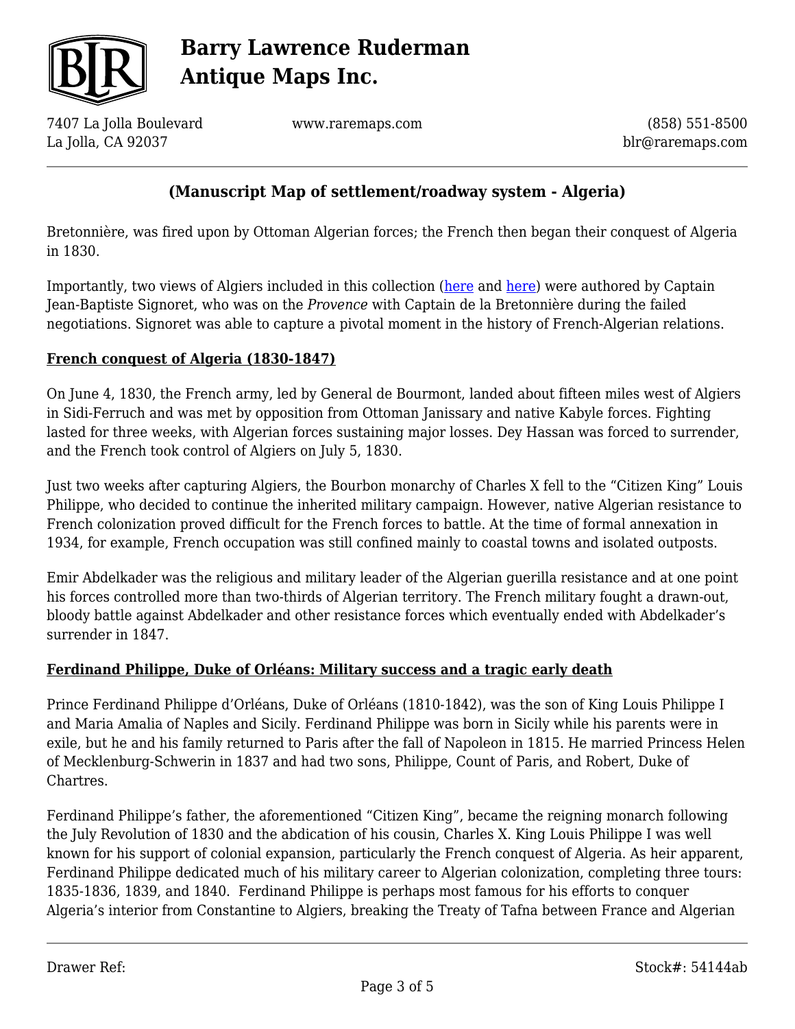## (Manuscript Map of settlement/roadway system - Algeria)

Bretonnière, was fired upon by Ottoman Algerian forces; the French then began their conquest of Algeria in 1830.

Importantly, two views of Algiers included in this collection (here and here) were authored by Captain Jean-Baptiste Signoret, who was on the *Provence* with Captain de la Bretonnière during the failed negotiations. Signoret was able to capture a pivotal moment in the history of French-Algerian relations.

### French conquest of Algeria (1830-1847)

On June 4, 1830, the French army, led by General de Bourmont, landed about fifteen miles west of Algiers in Sidi-Ferruch and was met by opposition from Ottoman Janissary and native Kabyle forces. Fighting lasted for three weeks, with Algerian forces sustaining major losses. Dey Hassan was forced to surrender, and the French took control of Algiers on July 5, 1830.

Just two weeks after capturing Algiers, the Bourbon monarchy of Charles X fell to the "Citizen King" Louis Philippe, who decided to continue the inherited military campaign. However, native Algerian resistance to French colonization proved difficult for the French forces to battle. At the time of formal annexation in 1934, for example, French occupation was still confined mainly to coastal towns and isolated outposts.

Emir Abdelkader was the religious and military leader of the Algerian guerilla resistance and at one point his forces controlled more than two-thirds of Algerian territory. The French military fought a drawn-out, bloody battle against Abdelkader and other resistance forces which eventually ended with Abdelkader's surrender in 1847.

### Ferdinand Philippe, Duke of Orléans: Military success and a tragic early death

Prince Ferdinand Philippe d'Orléans, Duke of Orléans (1810-1842), was the son of King Louis Philippe I and Maria Amalia of Naples and Sicily. Ferdinand Philippe was born in Sicily while his parents were in exile, but he and his family returned to Paris after the fall of Napoleon in 1815. He married Princess Helen of Mecklenburg-Schwerin in 1837 and had two sons, Philippe, Count of Paris, and Robert, Duke of Chartres.

Ferdinand Philippe's father, the aforementioned "Citizen King", became the reigning monarch following the July Revolution of 1830 and the abdication of his cousin, Charles X. King Louis Philippe I was well known for his support of colonial expansion, particularly the French conquest of Algeria. As heir apparent, Ferdinand Philippe dedicated much of his military career to Algerian colonization, completing three tours: 1835-1836, 1839, and 1840. Ferdinand Philippe is perhaps most famous for his efforts to conquer Algeria's interior from Constantine to Algiers, breaking the Treaty of Tafna between France and Algerian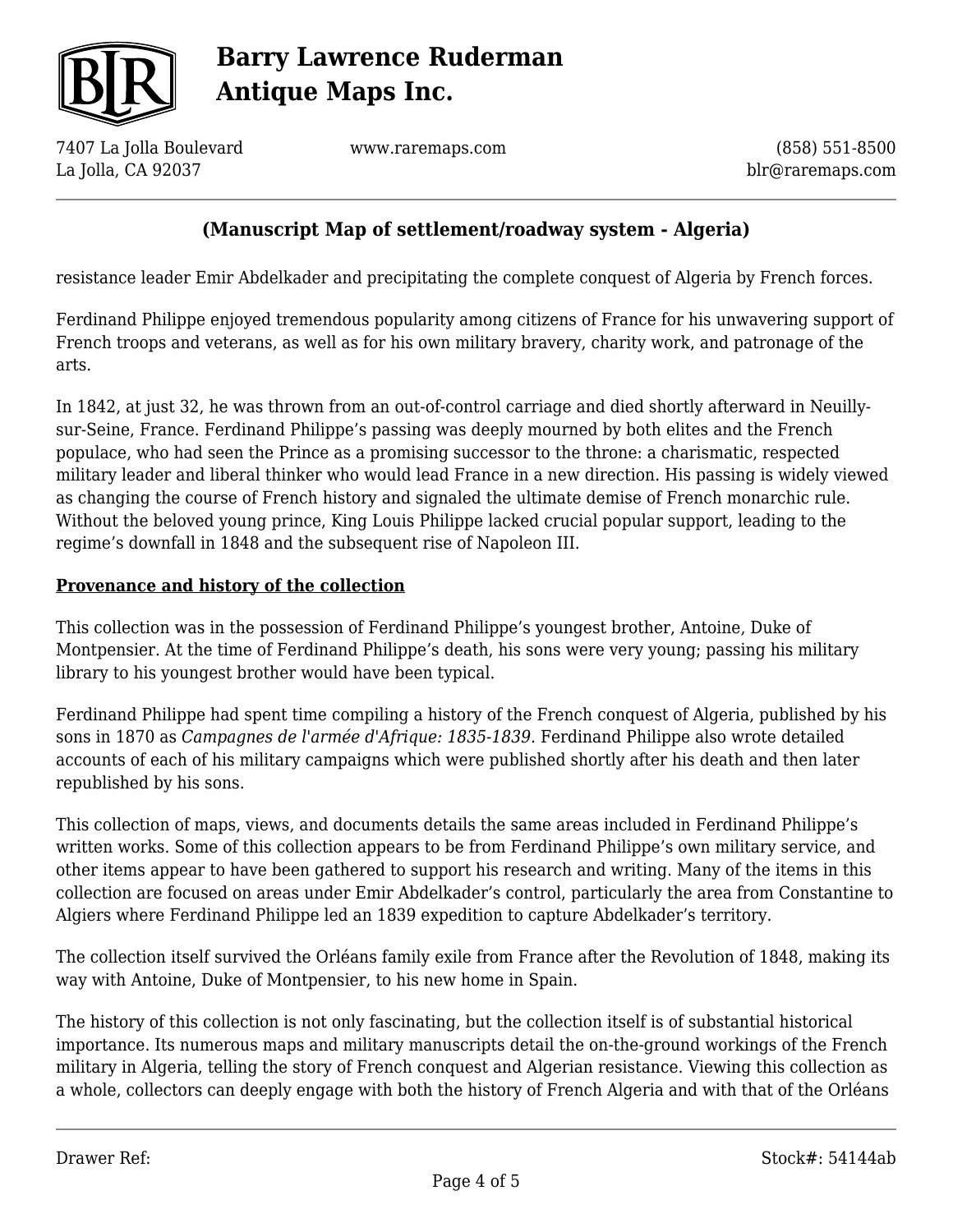resistance leader Emir Abdelkader and precipitating the complete conquest of Algeria by French forces.

Ferdinand Philippe enjoyed tremendous popularity among citizens of France for his unwavering support of French troops and veterans, as well as for his own military bravery, charity work, and patronage of the arts.

In 1842, at just 32, he was thrown from an out-of-control carriage and died shortly afterward in Neuilly-sur-Seine, France. Ferdinand Philippe's passing was deeply mourned by both elites and the French populace, who had seen the Prince as a promising successor to the throne: a charismatic, respected military leader and liberal thinker who would lead France in a new direction. His passing is widely viewed as changing the course of French history and signaled the ultimate demise of French monarchic rule. Without the beloved young prince, King Louis Philippe lacked crucial popular support, leading to the regime's downfall in 1848 and the subsequent rise of Napoleon III.

**Provenance and history of the collection**

This collection was in the possession of Ferdinand Philippe's youngest brother, Antoine, Duke of Montpensier. At the time of Ferdinand Philippe's death, his sons were very young; passing his military library to his youngest brother would have been typical.

Ferdinand Philippe had spent time compiling a history of the French conquest of Algeria, published by his sons in 1870 as *Campagnes de l'armée d'Afrique: 1835-1839*. Ferdinand Philippe also wrote detailed accounts of each of his military campaigns which were published shortly after his death and then later republished by his sons.

This collection of maps, views, and documents details the same areas included in Ferdinand Philippe's written works. Some of this collection appears to be from Ferdinand Philippe's own military service, and other items appear to have been gathered to support his research and writing. Many of the items in this collection are focused on areas under Emir Abdelkader's control, particularly the area from Constantine to Algiers where Ferdinand Philippe led an 1839 expedition to capture Abdelkader's territory.

The collection itself survived the Orléans family exile from France after the Revolution of 1848, making its way with Antoine, Duke of Montpensier, to his new home in Spain.

The history of this collection is not only fascinating, but the collection itself is of substantial historical importance. Its numerous maps and military manuscripts detail the on-the-ground workings of the French military in Algeria, telling the story of French conquest and Algerian resistance. Viewing this collection as a whole, collectors can deeply engage with both the history of French Algeria and with that of the Orléans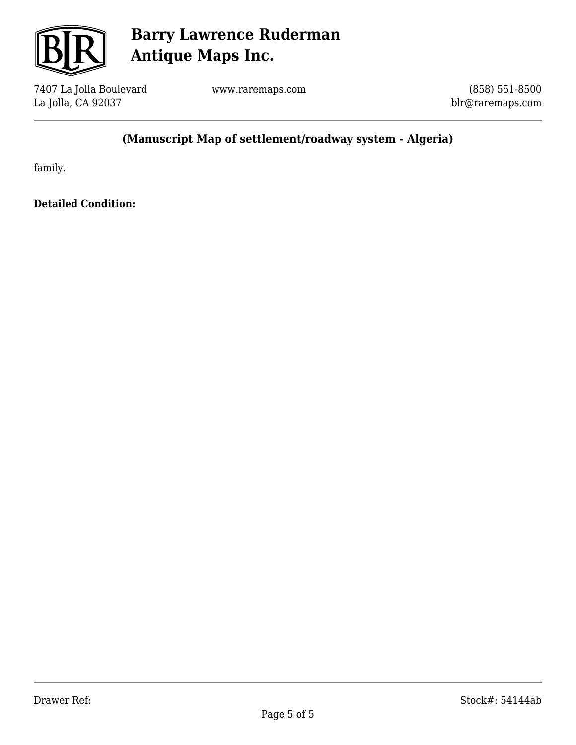family.

**Detailed Condition:**